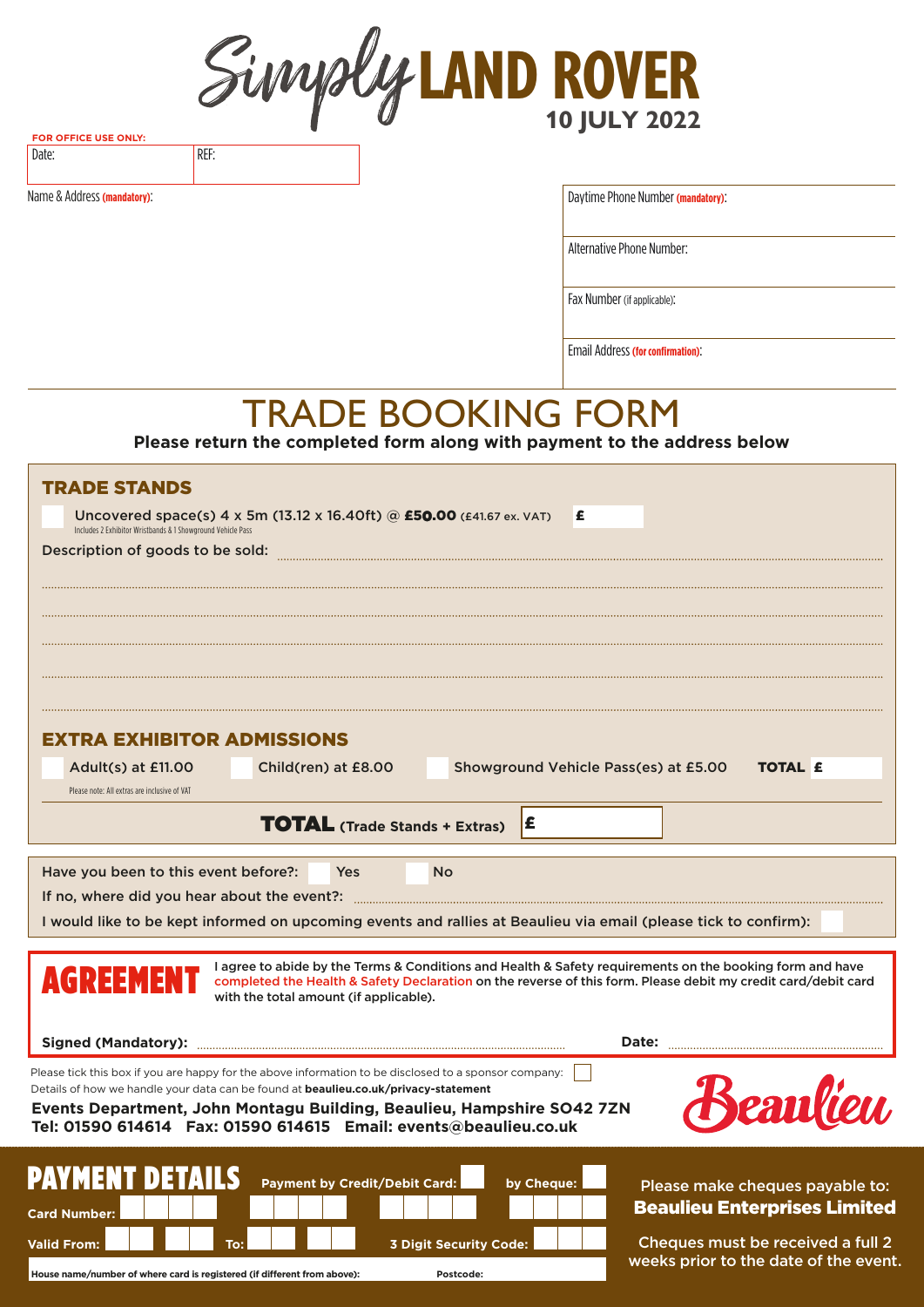# Simply LAND ROVER

**10 JULY 2022**

**FOR OFFICE USE ONLY:**

| Date: | REF: |
|---|---|
| | |

Name & Address **(mandatory)**:

Daytime Phone Number **(mandatory)**:

Alternative Phone Number:

Fax Number (if applicable):

Email Address **(for confirmation)**:

# TRADE BOOKING FORM

**Please return the completed form along with payment to the address below**

## TRADE STANDS

☐ Uncovered space(s) 4 x 5m (13.12 x 16.40ft) @ **£50.00** (£41.67 ex. VAT) **£**

Includes 2 Exhibitor Wristbands & 1 Showground Vehicle Pass

Description of goods to be sold: ..........

## EXTRA EXHIBITOR ADMISSIONS

☐ Adult(s) at £11.00 ☐ Child(ren) at £8.00 ☐ Showground Vehicle Pass(es) at £5.00 **TOTAL £**

Please note: All extras are inclusive of VAT

**TOTAL (Trade Stands + Extras) £**

Have you been to this event before?: ☐ Yes ☐ No

If no, where did you hear about the event?: ..........

I would like to be kept informed on upcoming events and rallies at Beaulieu via email (please tick to confirm): ☐

## AGREEMENT

I agree to abide by the Terms & Conditions and Health & Safety requirements on the booking form and have completed the Health & Safety Declaration on the reverse of this form. Please debit my credit card/debit card with the total amount (if applicable).

**Signed (Mandatory):** .......... **Date:** ..........

Please tick this box if you are happy for the above information to be disclosed to a sponsor company: ☐

Details of how we handle your data can be found at **beaulieu.co.uk/privacy-statement**

**Events Department, John Montagu Building, Beaulieu, Hampshire SO42 7ZN**
**Tel: 01590 614614 Fax: 01590 614615 Email: events@beaulieu.co.uk**

Beaulieu

## PAYMENT DETAILS

**Payment by Credit/Debit Card:** ☐ **by Cheque:** ☐

**Card Number:**

**Valid From:** **To:** **3 Digit Security Code:**

**House name/number of where card is registered (if different from above):** **Postcode:**

Please make cheques payable to:
**Beaulieu Enterprises Limited**

Cheques must be received a full 2 weeks prior to the date of the event.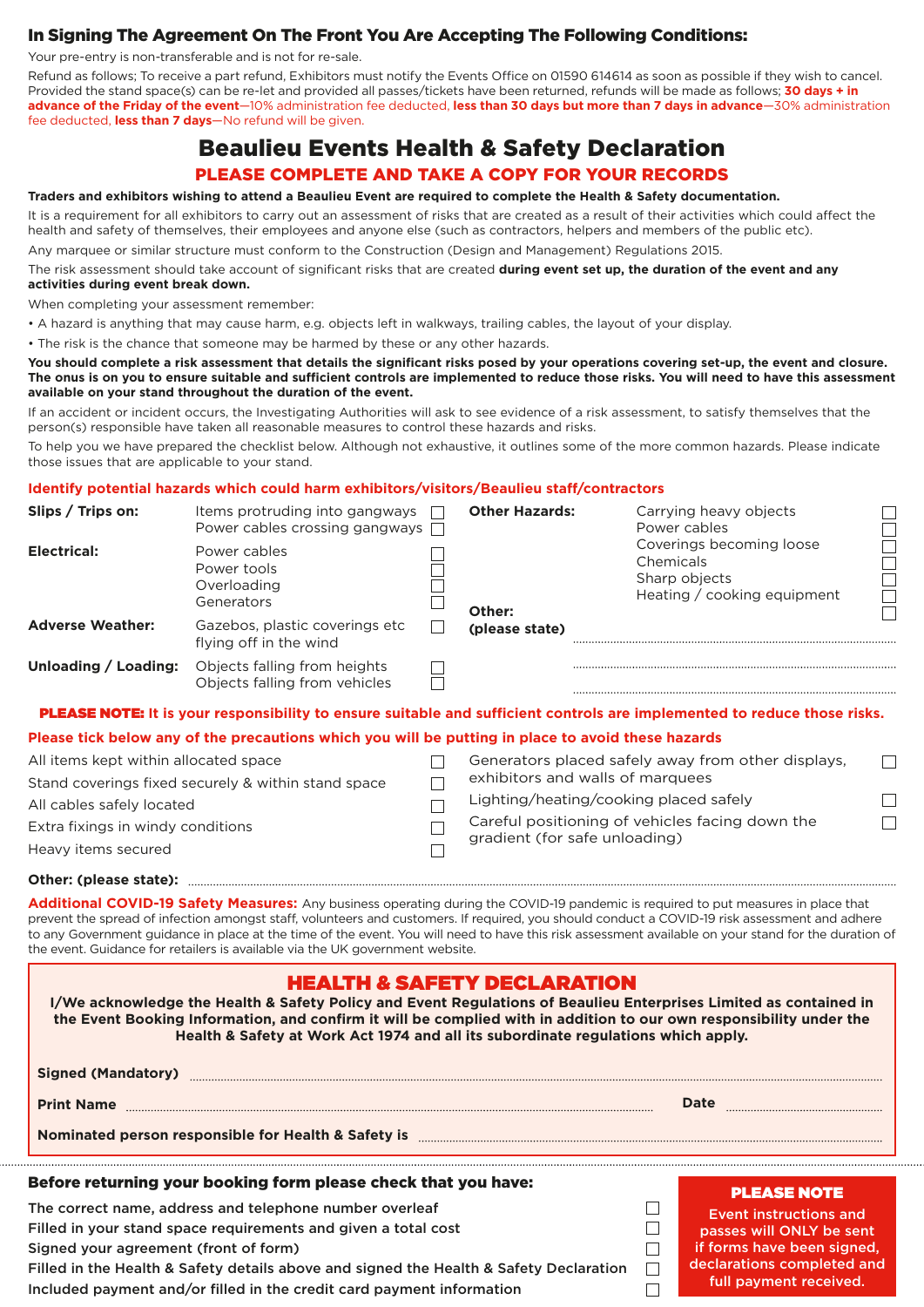## In Signing The Agreement On The Front You Are Accepting The Following Conditions:

Your pre-entry is non-transferable and is not for re-sale.

Refund as follows; To receive a part refund, Exhibitors must notify the Events Office on 01590 614614 as soon as possible if they wish to cancel. Provided the stand space(s) can be re-let and provided all passes/tickets have been returned, refunds will be made as follows; **30 days + in advance of the Friday of the event**—10% administration fee deducted, **less than 30 days but more than 7 days in advance**—30% administration fee deducted, **less than 7 days**—No refund will be given.

# Beaulieu Events Health & Safety Declaration

## PLEASE COMPLETE AND TAKE A COPY FOR YOUR RECORDS

**Traders and exhibitors wishing to attend a Beaulieu Event are required to complete the Health & Safety documentation.**

It is a requirement for all exhibitors to carry out an assessment of risks that are created as a result of their activities which could affect the health and safety of themselves, their employees and anyone else (such as contractors, helpers and members of the public etc).

Any marquee or similar structure must conform to the Construction (Design and Management) Regulations 2015.

The risk assessment should take account of significant risks that are created **during event set up, the duration of the event and any activities during event break down.**

When completing your assessment remember:

- A hazard is anything that may cause harm, e.g. objects left in walkways, trailing cables, the layout of your display.
- The risk is the chance that someone may be harmed by these or any other hazards.

**You should complete a risk assessment that details the significant risks posed by your operations covering set-up, the event and closure. The onus is on you to ensure suitable and sufficient controls are implemented to reduce those risks. You will need to have this assessment available on your stand throughout the duration of the event.**

If an accident or incident occurs, the Investigating Authorities will ask to see evidence of a risk assessment, to satisfy themselves that the person(s) responsible have taken all reasonable measures to control these hazards and risks.

To help you we have prepared the checklist below. Although not exhaustive, it outlines some of the more common hazards. Please indicate those issues that are applicable to your stand.

### Identify potential hazards which could harm exhibitors/visitors/Beaulieu staff/contractors

| | | | | | |
|---|---|---|---|---|---|
| **Slips / Trips on:** | Items protruding into gangways | ☐ | **Other Hazards:** | Carrying heavy objects | ☐ |
| | Power cables crossing gangways | ☐ | | Power cables | ☐ |
| **Electrical:** | Power cables | ☐ | | Coverings becoming loose | ☐ |
| | Power tools | ☐ | | Chemicals | ☐ |
| | Overloading | ☐ | | Sharp objects | ☐ |
| | Generators | ☐ | | Heating / cooking equipment | ☐ |
| **Adverse Weather:** | Gazebos, plastic coverings etc flying off in the wind | ☐ | **Other: (please state)** | ........................................ | ☐ |
| **Unloading / Loading:** | Objects falling from heights | ☐ | | ........................................ | |
| | Objects falling from vehicles | ☐ | | ........................................ | |

**PLEASE NOTE: It is your responsibility to ensure suitable and sufficient controls are implemented to reduce those risks.**

### Please tick below any of the precautions which you will be putting in place to avoid these hazards

| | | | |
|---|---|---|---|
| All items kept within allocated space | ☐ | Generators placed safely away from other displays, exhibitors and walls of marquees | ☐ |
| Stand coverings fixed securely & within stand space | ☐ | Lighting/heating/cooking placed safely | ☐ |
| All cables safely located | ☐ | Careful positioning of vehicles facing down the gradient (for safe unloading) | ☐ |
| Extra fixings in windy conditions | ☐ | | |
| Heavy items secured | ☐ | | |

**Other: (please state):** ........................................

**Additional COVID-19 Safety Measures:** Any business operating during the COVID-19 pandemic is required to put measures in place that prevent the spread of infection amongst staff, volunteers and customers. If required, you should conduct a COVID-19 risk assessment and adhere to any Government guidance in place at the time of the event. You will need to have this risk assessment available on your stand for the duration of the event. Guidance for retailers is available via the UK government website.

## HEALTH & SAFETY DECLARATION

**I/We acknowledge the Health & Safety Policy and Event Regulations of Beaulieu Enterprises Limited as contained in the Event Booking Information, and confirm it will be complied with in addition to our own responsibility under the Health & Safety at Work Act 1974 and all its subordinate regulations which apply.**

**Signed (Mandatory)** ........................................

**Print Name** ........................................ **Date** ....................

**Nominated person responsible for Health & Safety is** ........................................

### Before returning your booking form please check that you have:

- The correct name, address and telephone number overleaf ☐
- Filled in your stand space requirements and given a total cost ☐
- Signed your agreement (front of form) ☐
- Filled in the Health & Safety details above and signed the Health & Safety Declaration ☐
- Included payment and/or filled in the credit card payment information ☐

**PLEASE NOTE**

Event instructions and passes will ONLY be sent if forms have been signed, declarations completed and full payment received.